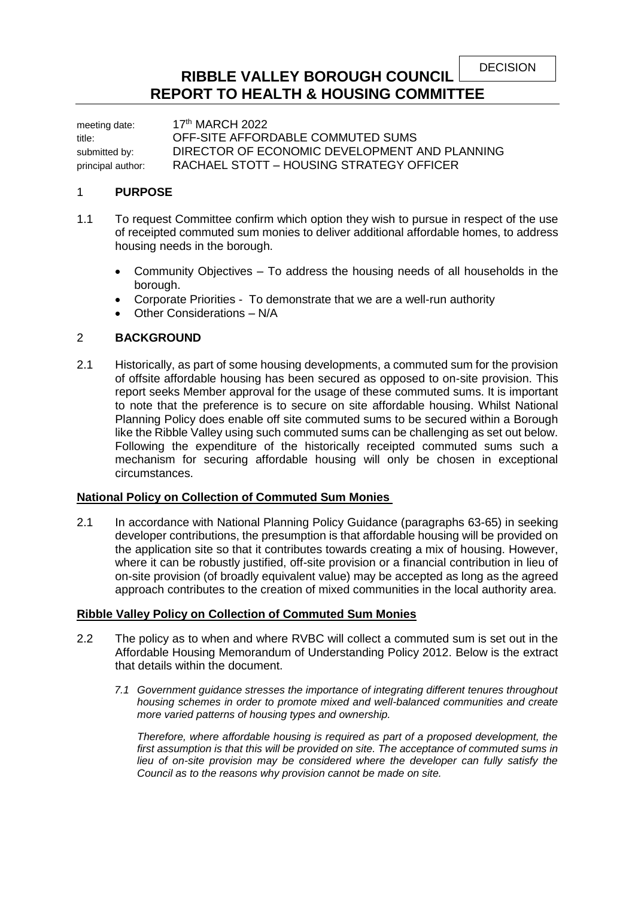DECISION

# RIBBLE VALLEY BOROUGH COUNCIL
# REPORT TO HEALTH & HOUSING COMMITTEE

| | |
|---|---|
| meeting date: | 17th MARCH 2022 |
| title: | OFF-SITE AFFORDABLE COMMUTED SUMS |
| submitted by: | DIRECTOR OF ECONOMIC DEVELOPMENT AND PLANNING |
| principal author: | RACHAEL STOTT – HOUSING STRATEGY OFFICER |

## 1 PURPOSE

1.1 To request Committee confirm which option they wish to pursue in respect of the use of receipted commuted sum monies to deliver additional affordable homes, to address housing needs in the borough.

- Community Objectives – To address the housing needs of all households in the borough.
- Corporate Priorities - To demonstrate that we are a well-run authority
- Other Considerations – N/A

## 2 BACKGROUND

2.1 Historically, as part of some housing developments, a commuted sum for the provision of offsite affordable housing has been secured as opposed to on-site provision. This report seeks Member approval for the usage of these commuted sums. It is important to note that the preference is to secure on site affordable housing. Whilst National Planning Policy does enable off site commuted sums to be secured within a Borough like the Ribble Valley using such commuted sums can be challenging as set out below. Following the expenditure of the historically receipted commuted sums such a mechanism for securing affordable housing will only be chosen in exceptional circumstances.

**National Policy on Collection of Commuted Sum Monies**

2.1 In accordance with National Planning Policy Guidance (paragraphs 63-65) in seeking developer contributions, the presumption is that affordable housing will be provided on the application site so that it contributes towards creating a mix of housing. However, where it can be robustly justified, off-site provision or a financial contribution in lieu of on-site provision (of broadly equivalent value) may be accepted as long as the agreed approach contributes to the creation of mixed communities in the local authority area.

**Ribble Valley Policy on Collection of Commuted Sum Monies**

2.2 The policy as to when and where RVBC will collect a commuted sum is set out in the Affordable Housing Memorandum of Understanding Policy 2012. Below is the extract that details within the document.

> *7.1 Government guidance stresses the importance of integrating different tenures throughout housing schemes in order to promote mixed and well-balanced communities and create more varied patterns of housing types and ownership.*
>
> *Therefore, where affordable housing is required as part of a proposed development, the first assumption is that this will be provided on site. The acceptance of commuted sums in lieu of on-site provision may be considered where the developer can fully satisfy the Council as to the reasons why provision cannot be made on site.*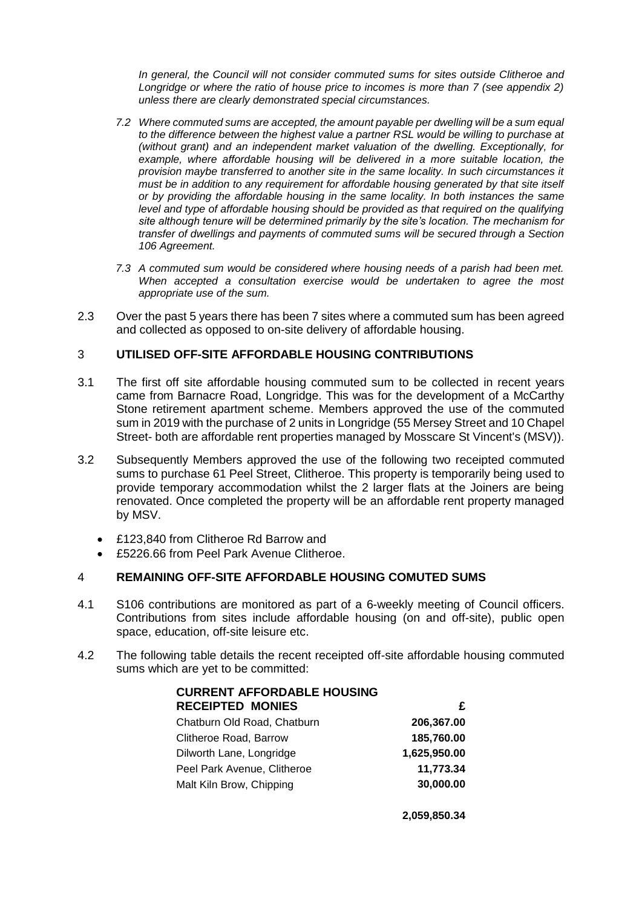*In general, the Council will not consider commuted sums for sites outside Clitheroe and Longridge or where the ratio of house price to incomes is more than 7 (see appendix 2) unless there are clearly demonstrated special circumstances.*

*7.2 Where commuted sums are accepted, the amount payable per dwelling will be a sum equal to the difference between the highest value a partner RSL would be willing to purchase at (without grant) and an independent market valuation of the dwelling. Exceptionally, for example, where affordable housing will be delivered in a more suitable location, the provision maybe transferred to another site in the same locality. In such circumstances it must be in addition to any requirement for affordable housing generated by that site itself or by providing the affordable housing in the same locality. In both instances the same level and type of affordable housing should be provided as that required on the qualifying site although tenure will be determined primarily by the site's location. The mechanism for transfer of dwellings and payments of commuted sums will be secured through a Section 106 Agreement.*

*7.3 A commuted sum would be considered where housing needs of a parish had been met. When accepted a consultation exercise would be undertaken to agree the most appropriate use of the sum.*

2.3 Over the past 5 years there has been 7 sites where a commuted sum has been agreed and collected as opposed to on-site delivery of affordable housing.

## 3 UTILISED OFF-SITE AFFORDABLE HOUSING CONTRIBUTIONS

3.1 The first off site affordable housing commuted sum to be collected in recent years came from Barnacre Road, Longridge. This was for the development of a McCarthy Stone retirement apartment scheme. Members approved the use of the commuted sum in 2019 with the purchase of 2 units in Longridge (55 Mersey Street and 10 Chapel Street- both are affordable rent properties managed by Mosscare St Vincent's (MSV)).

3.2 Subsequently Members approved the use of the following two receipted commuted sums to purchase 61 Peel Street, Clitheroe. This property is temporarily being used to provide temporary accommodation whilst the 2 larger flats at the Joiners are being renovated. Once completed the property will be an affordable rent property managed by MSV.

- £123,840 from Clitheroe Rd Barrow and
- £5226.66 from Peel Park Avenue Clitheroe.

## 4 REMAINING OFF-SITE AFFORDABLE HOUSING COMUTED SUMS

4.1 S106 contributions are monitored as part of a 6-weekly meeting of Council officers. Contributions from sites include affordable housing (on and off-site), public open space, education, off-site leisure etc.

4.2 The following table details the recent receipted off-site affordable housing commuted sums which are yet to be committed:

| CURRENT AFFORDABLE HOUSING RECEIPTED MONIES | £ |
|---|---|
| Chatburn Old Road, Chatburn | **206,367.00** |
| Clitheroe Road, Barrow | **185,760.00** |
| Dilworth Lane, Longridge | **1,625,950.00** |
| Peel Park Avenue, Clitheroe | **11,773.34** |
| Malt Kiln Brow, Chipping | **30,000.00** |
| | **2,059,850.34** |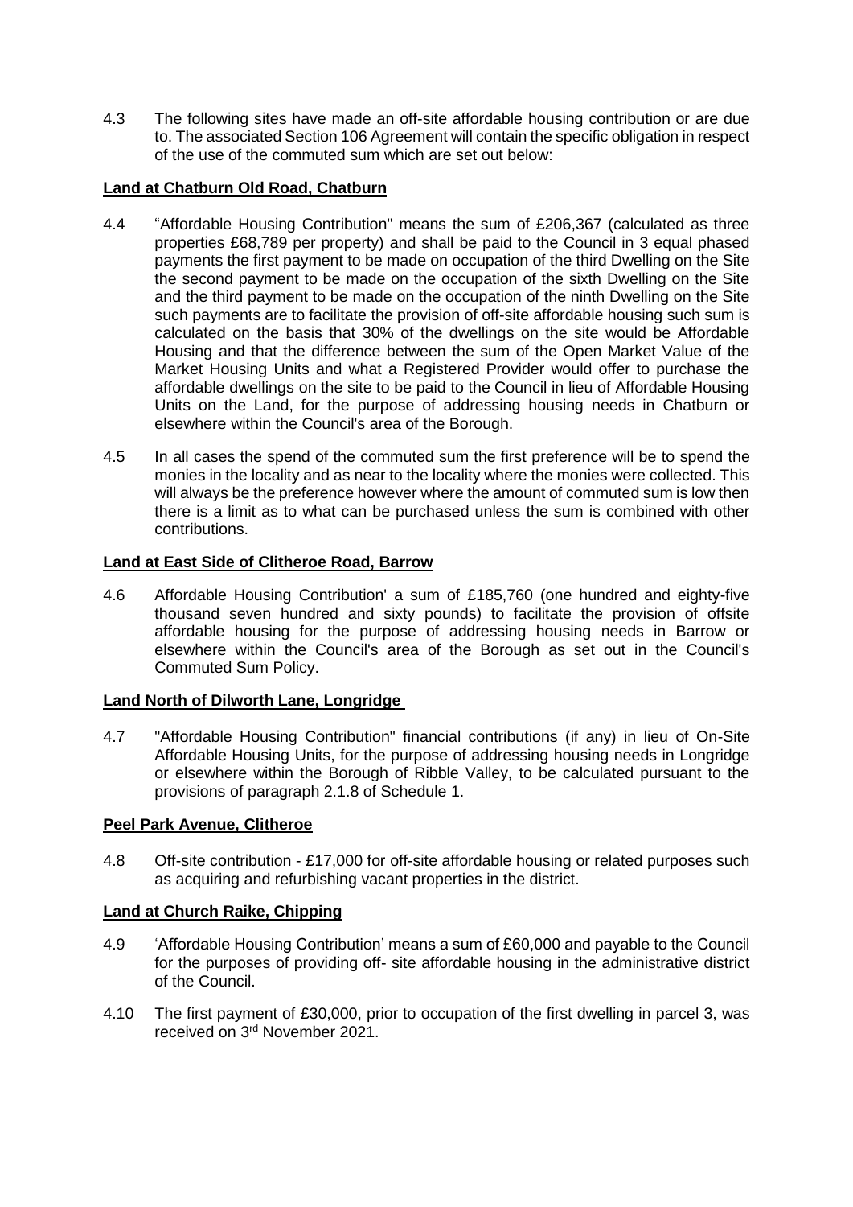4.3 The following sites have made an off-site affordable housing contribution or are due to. The associated Section 106 Agreement will contain the specific obligation in respect of the use of the commuted sum which are set out below:

**Land at Chatburn Old Road, Chatburn**

4.4 "Affordable Housing Contribution" means the sum of £206,367 (calculated as three properties £68,789 per property) and shall be paid to the Council in 3 equal phased payments the first payment to be made on occupation of the third Dwelling on the Site the second payment to be made on the occupation of the sixth Dwelling on the Site and the third payment to be made on the occupation of the ninth Dwelling on the Site such payments are to facilitate the provision of off-site affordable housing such sum is calculated on the basis that 30% of the dwellings on the site would be Affordable Housing and that the difference between the sum of the Open Market Value of the Market Housing Units and what a Registered Provider would offer to purchase the affordable dwellings on the site to be paid to the Council in lieu of Affordable Housing Units on the Land, for the purpose of addressing housing needs in Chatburn or elsewhere within the Council's area of the Borough.

4.5 In all cases the spend of the commuted sum the first preference will be to spend the monies in the locality and as near to the locality where the monies were collected. This will always be the preference however where the amount of commuted sum is low then there is a limit as to what can be purchased unless the sum is combined with other contributions.

**Land at East Side of Clitheroe Road, Barrow**

4.6 Affordable Housing Contribution' a sum of £185,760 (one hundred and eighty-five thousand seven hundred and sixty pounds) to facilitate the provision of offsite affordable housing for the purpose of addressing housing needs in Barrow or elsewhere within the Council's area of the Borough as set out in the Council's Commuted Sum Policy.

**Land North of Dilworth Lane, Longridge**

4.7 "Affordable Housing Contribution" financial contributions (if any) in lieu of On-Site Affordable Housing Units, for the purpose of addressing housing needs in Longridge or elsewhere within the Borough of Ribble Valley, to be calculated pursuant to the provisions of paragraph 2.1.8 of Schedule 1.

**Peel Park Avenue, Clitheroe**

4.8 Off-site contribution - £17,000 for off-site affordable housing or related purposes such as acquiring and refurbishing vacant properties in the district.

**Land at Church Raike, Chipping**

4.9 'Affordable Housing Contribution' means a sum of £60,000 and payable to the Council for the purposes of providing off- site affordable housing in the administrative district of the Council.

4.10 The first payment of £30,000, prior to occupation of the first dwelling in parcel 3, was received on 3rd November 2021.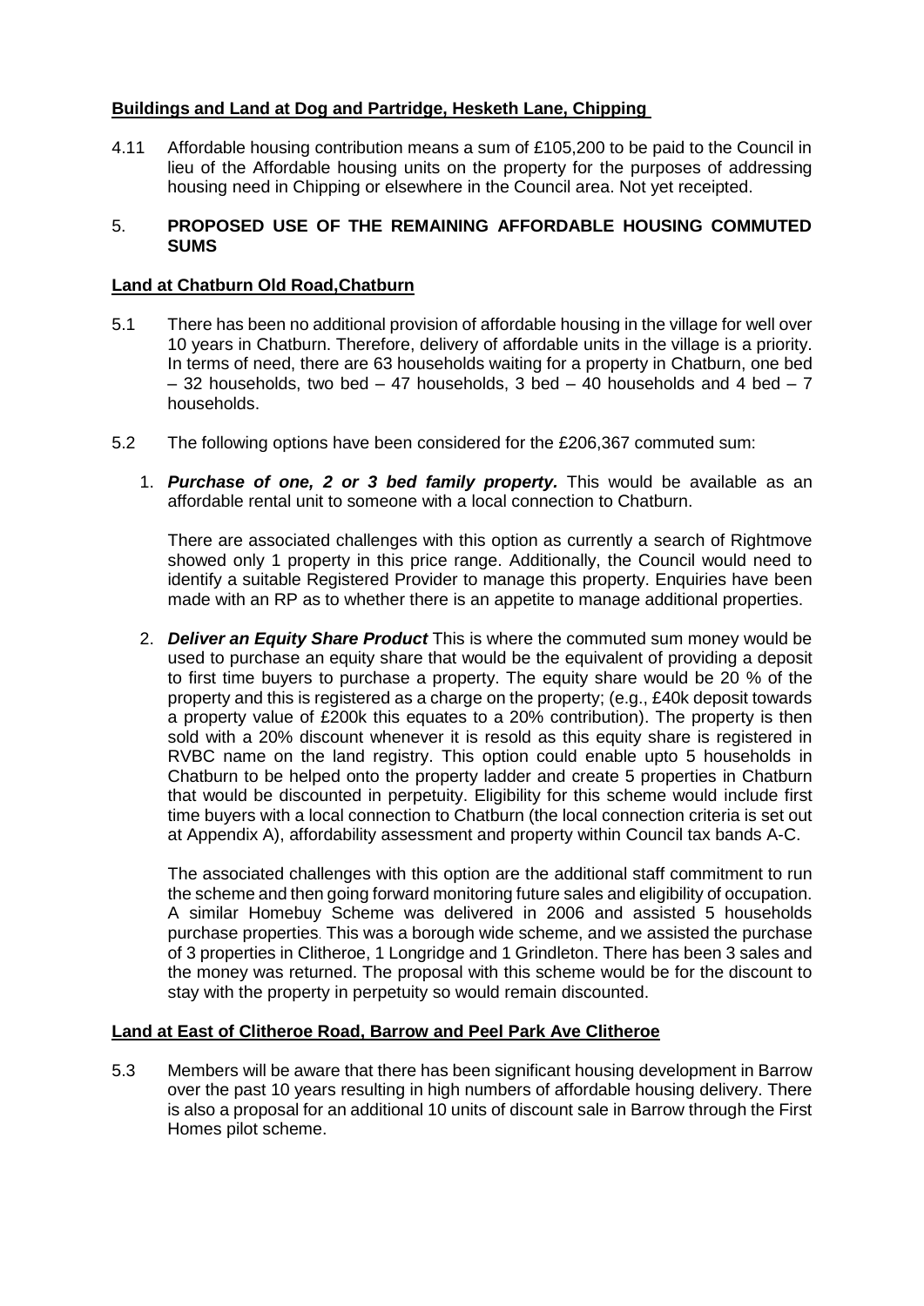**Buildings and Land at Dog and Partridge, Hesketh Lane, Chipping**

4.11 Affordable housing contribution means a sum of £105,200 to be paid to the Council in lieu of the Affordable housing units on the property for the purposes of addressing housing need in Chipping or elsewhere in the Council area. Not yet receipted.

5. **PROPOSED USE OF THE REMAINING AFFORDABLE HOUSING COMMUTED SUMS**

**Land at Chatburn Old Road,Chatburn**

5.1 There has been no additional provision of affordable housing in the village for well over 10 years in Chatburn. Therefore, delivery of affordable units in the village is a priority. In terms of need, there are 63 households waiting for a property in Chatburn, one bed – 32 households, two bed – 47 households, 3 bed – 40 households and 4 bed – 7 households.

5.2 The following options have been considered for the £206,367 commuted sum:

1. ***Purchase of one, 2 or 3 bed family property.*** This would be available as an affordable rental unit to someone with a local connection to Chatburn.

   There are associated challenges with this option as currently a search of Rightmove showed only 1 property in this price range. Additionally, the Council would need to identify a suitable Registered Provider to manage this property. Enquiries have been made with an RP as to whether there is an appetite to manage additional properties.

2. ***Deliver an Equity Share Product*** This is where the commuted sum money would be used to purchase an equity share that would be the equivalent of providing a deposit to first time buyers to purchase a property. The equity share would be 20 % of the property and this is registered as a charge on the property; (e.g., £40k deposit towards a property value of £200k this equates to a 20% contribution). The property is then sold with a 20% discount whenever it is resold as this equity share is registered in RVBC name on the land registry. This option could enable upto 5 households in Chatburn to be helped onto the property ladder and create 5 properties in Chatburn that would be discounted in perpetuity. Eligibility for this scheme would include first time buyers with a local connection to Chatburn (the local connection criteria is set out at Appendix A), affordability assessment and property within Council tax bands A-C.

   The associated challenges with this option are the additional staff commitment to run the scheme and then going forward monitoring future sales and eligibility of occupation. A similar Homebuy Scheme was delivered in 2006 and assisted 5 households purchase properties. This was a borough wide scheme, and we assisted the purchase of 3 properties in Clitheroe, 1 Longridge and 1 Grindleton. There has been 3 sales and the money was returned. The proposal with this scheme would be for the discount to stay with the property in perpetuity so would remain discounted.

**Land at East of Clitheroe Road, Barrow and Peel Park Ave Clitheroe**

5.3 Members will be aware that there has been significant housing development in Barrow over the past 10 years resulting in high numbers of affordable housing delivery. There is also a proposal for an additional 10 units of discount sale in Barrow through the First Homes pilot scheme.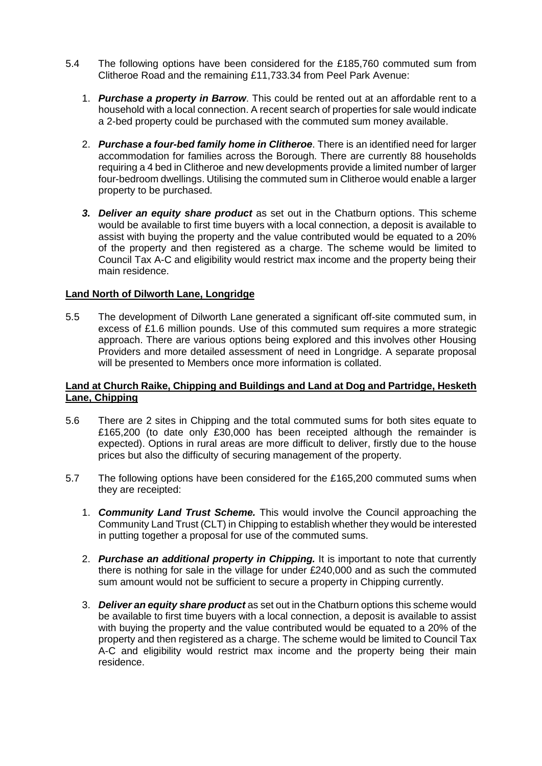5.4 The following options have been considered for the £185,760 commuted sum from Clitheroe Road and the remaining £11,733.34 from Peel Park Avenue:

1. ***Purchase a property in Barrow***. This could be rented out at an affordable rent to a household with a local connection. A recent search of properties for sale would indicate a 2-bed property could be purchased with the commuted sum money available.

2. ***Purchase a four-bed family home in Clitheroe***. There is an identified need for larger accommodation for families across the Borough. There are currently 88 households requiring a 4 bed in Clitheroe and new developments provide a limited number of larger four-bedroom dwellings. Utilising the commuted sum in Clitheroe would enable a larger property to be purchased.

3. ***Deliver an equity share product*** as set out in the Chatburn options. This scheme would be available to first time buyers with a local connection, a deposit is available to assist with buying the property and the value contributed would be equated to a 20% of the property and then registered as a charge. The scheme would be limited to Council Tax A-C and eligibility would restrict max income and the property being their main residence.

**Land North of Dilworth Lane, Longridge**

5.5 The development of Dilworth Lane generated a significant off-site commuted sum, in excess of £1.6 million pounds. Use of this commuted sum requires a more strategic approach. There are various options being explored and this involves other Housing Providers and more detailed assessment of need in Longridge. A separate proposal will be presented to Members once more information is collated.

**Land at Church Raike, Chipping and Buildings and Land at Dog and Partridge, Hesketh Lane, Chipping**

5.6 There are 2 sites in Chipping and the total commuted sums for both sites equate to £165,200 (to date only £30,000 has been receipted although the remainder is expected). Options in rural areas are more difficult to deliver, firstly due to the house prices but also the difficulty of securing management of the property.

5.7 The following options have been considered for the £165,200 commuted sums when they are receipted:

1. ***Community Land Trust Scheme.*** This would involve the Council approaching the Community Land Trust (CLT) in Chipping to establish whether they would be interested in putting together a proposal for use of the commuted sums.

2. ***Purchase an additional property in Chipping.*** It is important to note that currently there is nothing for sale in the village for under £240,000 and as such the commuted sum amount would not be sufficient to secure a property in Chipping currently.

3. ***Deliver an equity share product*** as set out in the Chatburn options this scheme would be available to first time buyers with a local connection, a deposit is available to assist with buying the property and the value contributed would be equated to a 20% of the property and then registered as a charge. The scheme would be limited to Council Tax A-C and eligibility would restrict max income and the property being their main residence.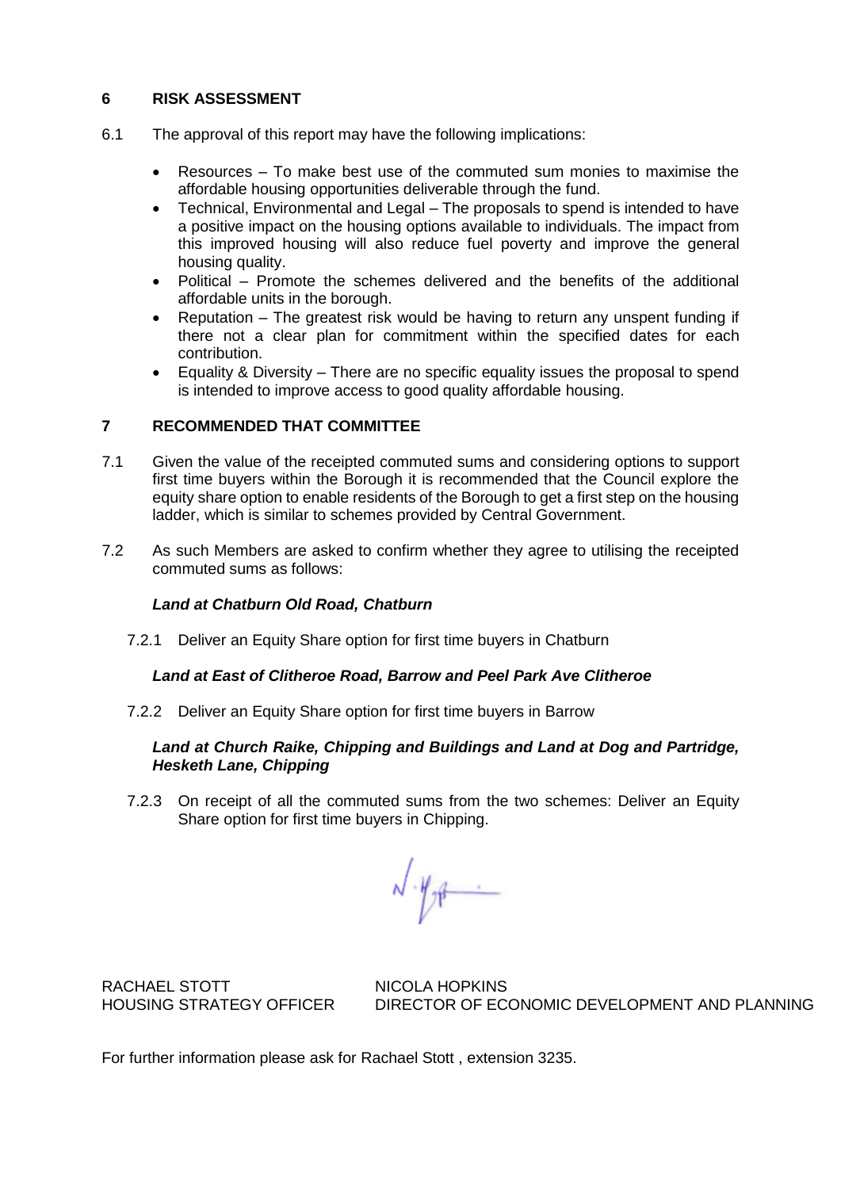## 6 RISK ASSESSMENT

6.1 The approval of this report may have the following implications:

- Resources – To make best use of the commuted sum monies to maximise the affordable housing opportunities deliverable through the fund.
- Technical, Environmental and Legal – The proposals to spend is intended to have a positive impact on the housing options available to individuals. The impact from this improved housing will also reduce fuel poverty and improve the general housing quality.
- Political – Promote the schemes delivered and the benefits of the additional affordable units in the borough.
- Reputation – The greatest risk would be having to return any unspent funding if there not a clear plan for commitment within the specified dates for each contribution.
- Equality & Diversity – There are no specific equality issues the proposal to spend is intended to improve access to good quality affordable housing.

## 7 RECOMMENDED THAT COMMITTEE

7.1 Given the value of the receipted commuted sums and considering options to support first time buyers within the Borough it is recommended that the Council explore the equity share option to enable residents of the Borough to get a first step on the housing ladder, which is similar to schemes provided by Central Government.

7.2 As such Members are asked to confirm whether they agree to utilising the receipted commuted sums as follows:

***Land at Chatburn Old Road, Chatburn***

7.2.1 Deliver an Equity Share option for first time buyers in Chatburn

***Land at East of Clitheroe Road, Barrow and Peel Park Ave Clitheroe***

7.2.2 Deliver an Equity Share option for first time buyers in Barrow

***Land at Church Raike, Chipping and Buildings and Land at Dog and Partridge, Hesketh Lane, Chipping***

7.2.3 On receipt of all the commuted sums from the two schemes: Deliver an Equity Share option for first time buyers in Chipping.

RACHAEL STOTT
HOUSING STRATEGY OFFICER

NICOLA HOPKINS
DIRECTOR OF ECONOMIC DEVELOPMENT AND PLANNING

For further information please ask for Rachael Stott , extension 3235.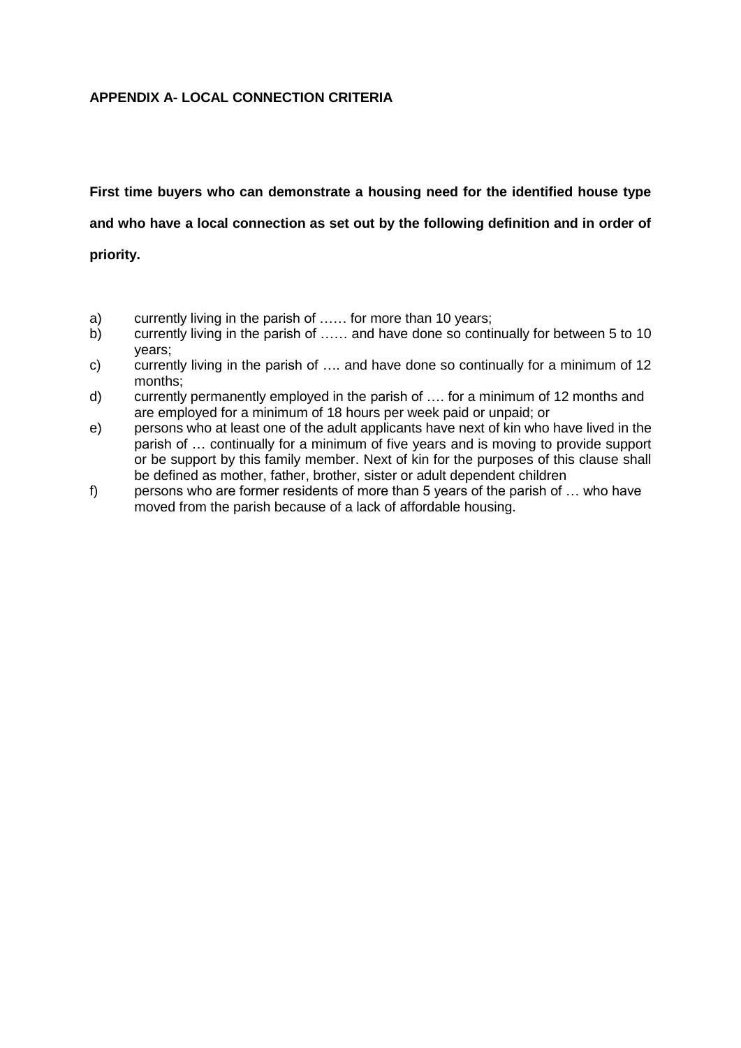**APPENDIX A- LOCAL CONNECTION CRITERIA**

**First time buyers who can demonstrate a housing need for the identified house type and who have a local connection as set out by the following definition and in order of priority.**

a) currently living in the parish of …… for more than 10 years;

b) currently living in the parish of …… and have done so continually for between 5 to 10 years;

c) currently living in the parish of …. and have done so continually for a minimum of 12 months;

d) currently permanently employed in the parish of …. for a minimum of 12 months and are employed for a minimum of 18 hours per week paid or unpaid; or

e) persons who at least one of the adult applicants have next of kin who have lived in the parish of … continually for a minimum of five years and is moving to provide support or be support by this family member. Next of kin for the purposes of this clause shall be defined as mother, father, brother, sister or adult dependent children

f) persons who are former residents of more than 5 years of the parish of … who have moved from the parish because of a lack of affordable housing.